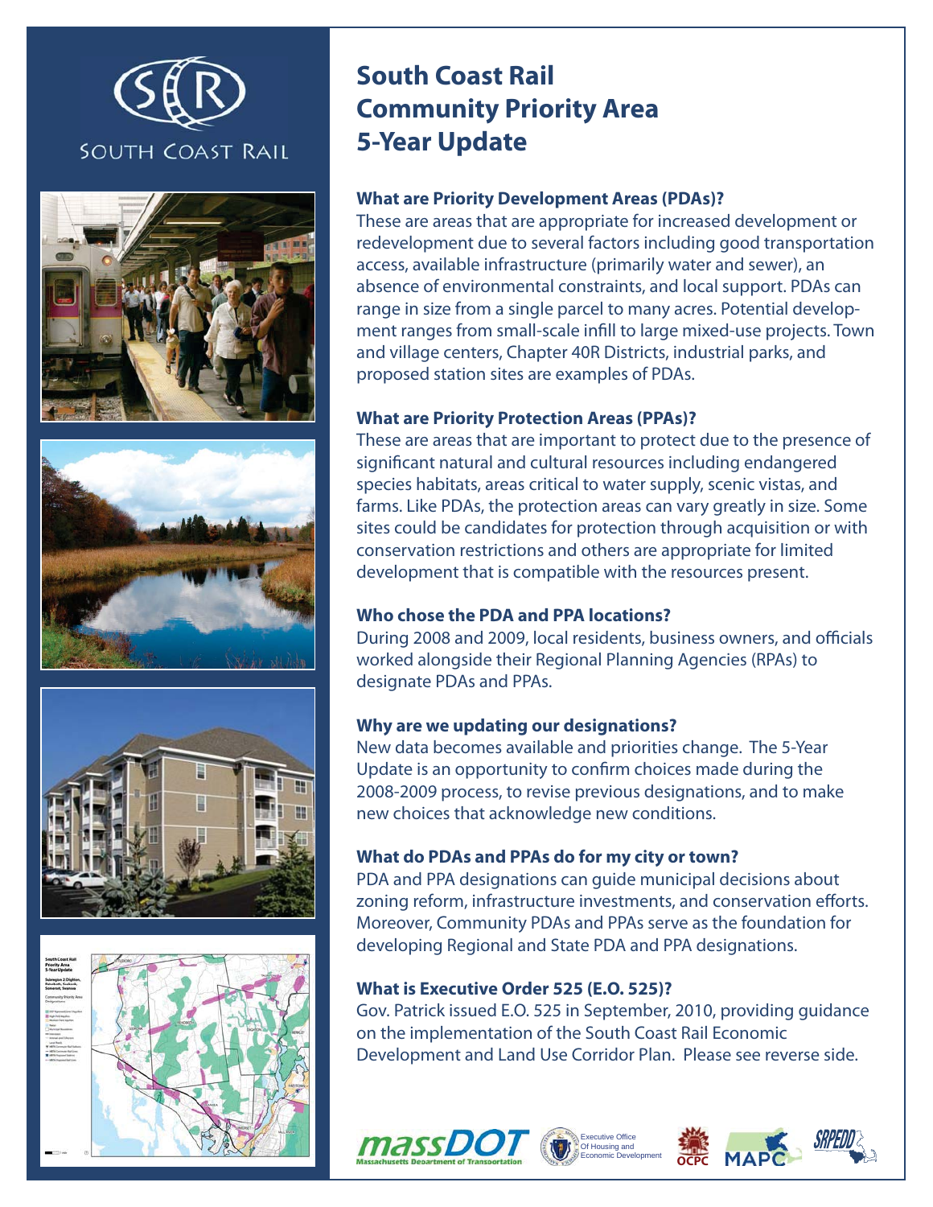# South Coast Rail Community Priority Area 5-Year Update

### What are Priority Development Areas (PDAs)?

These are areas that are appropriate for increased development or redevelopment due to several factors including good transportation access, available infrastructure (primarily water and sewer), an absence of environmental constraints, and local support. PDAs can range in size from a single parcel to many acres. Potential development ranges from small-scale infill to large mixed-use projects. Town and village centers, Chapter 40R Districts, industrial parks, and proposed station sites are examples of PDAs.

### What are Priority Protection Areas (PPAs)?

These are areas that are important to protect due to the presence of significant natural and cultural resources including endangered species habitats, areas critical to water supply, scenic vistas, and farms. Like PDAs, the protection areas can vary greatly in size. Some sites could be candidates for protection through acquisition or with conservation restrictions and others are appropriate for limited development that is compatible with the resources present.

### Who chose the PDA and PPA locations?

During 2008 and 2009, local residents, business owners, and officials worked alongside their Regional Planning Agencies (RPAs) to designate PDAs and PPAs.

### Why are we updating our designations?

New data becomes available and priorities change. The 5-Year Update is an opportunity to confirm choices made during the 2008-2009 process, to revise previous designations, and to make new choices that acknowledge new conditions.

### What do PDAs and PPAs do for my city or town?

PDA and PPA designations can guide municipal decisions about zoning reform, infrastructure investments, and conservation efforts. Moreover, Community PDAs and PPAs serve as the foundation for developing Regional and State PDA and PPA designations.

### What is Executive Order 525 (E.O. 525)?

Gov. Patrick issued E.O. 525 in September, 2010, providing guidance on the implementation of the South Coast Rail Economic Development and Land Use Corridor Plan. Please see reverse side.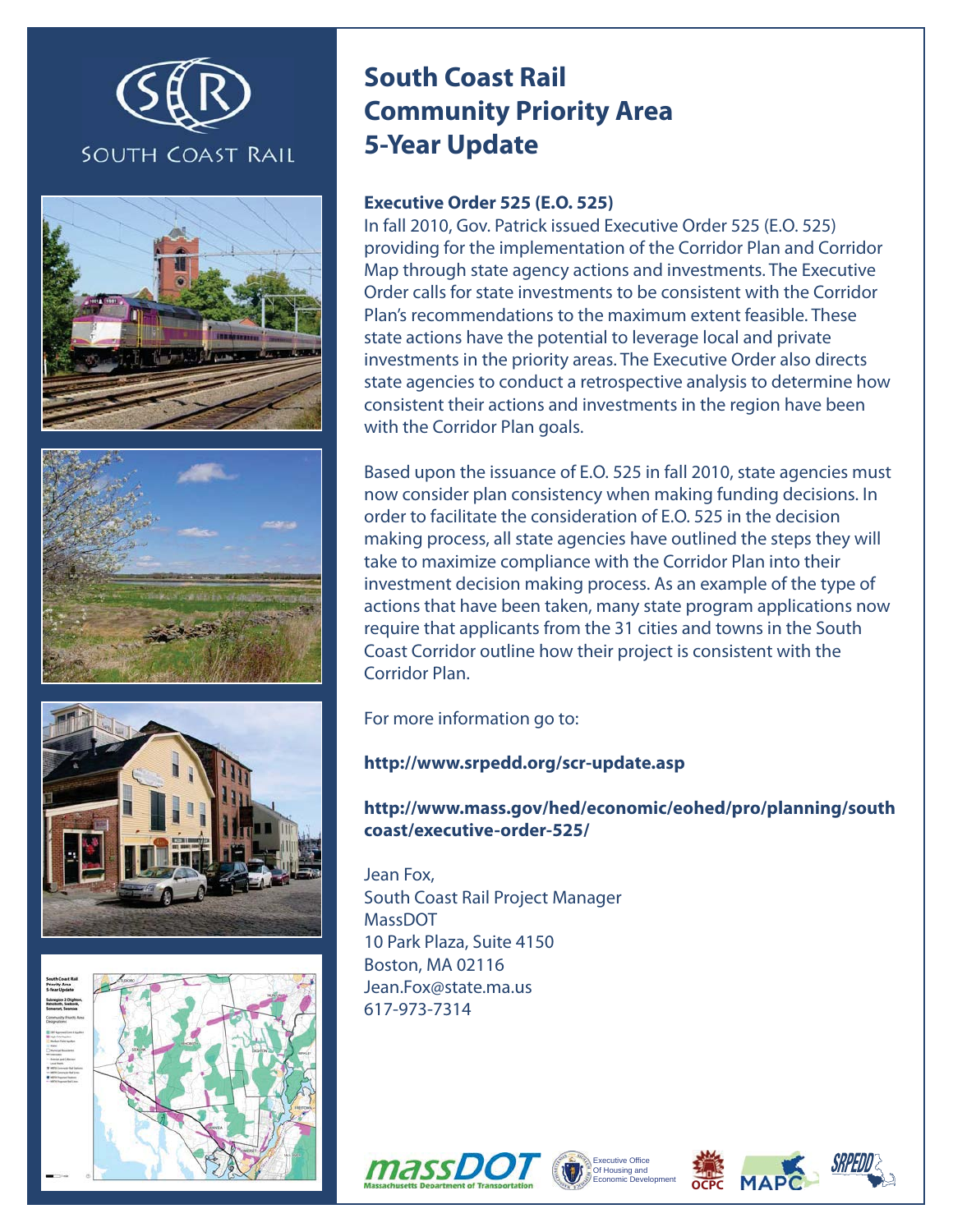# South Coast Rail Community Priority Area 5-Year Update

### Executive Order 525 (E.O. 525)

In fall 2010, Gov. Patrick issued Executive Order 525 (E.O. 525) providing for the implementation of the Corridor Plan and Corridor Map through state agency actions and investments. The Executive Order calls for state investments to be consistent with the Corridor Plan's recommendations to the maximum extent feasible. These state actions have the potential to leverage local and private investments in the priority areas. The Executive Order also directs state agencies to conduct a retrospective analysis to determine how consistent their actions and investments in the region have been with the Corridor Plan goals.

Based upon the issuance of E.O. 525 in fall 2010, state agencies must now consider plan consistency when making funding decisions. In order to facilitate the consideration of E.O. 525 in the decision making process, all state agencies have outlined the steps they will take to maximize compliance with the Corridor Plan into their investment decision making process. As an example of the type of actions that have been taken, many state program applications now require that applicants from the 31 cities and towns in the South Coast Corridor outline how their project is consistent with the Corridor Plan.

For more information go to:

**http://www.srpedd.org/scr-update.asp**

**http://www.mass.gov/hed/economic/eohed/pro/planning/southcoast/executive-order-525/**

Jean Fox,
South Coast Rail Project Manager
MassDOT
10 Park Plaza, Suite 4150
Boston, MA 02116
Jean.Fox@state.ma.us
617-973-7314